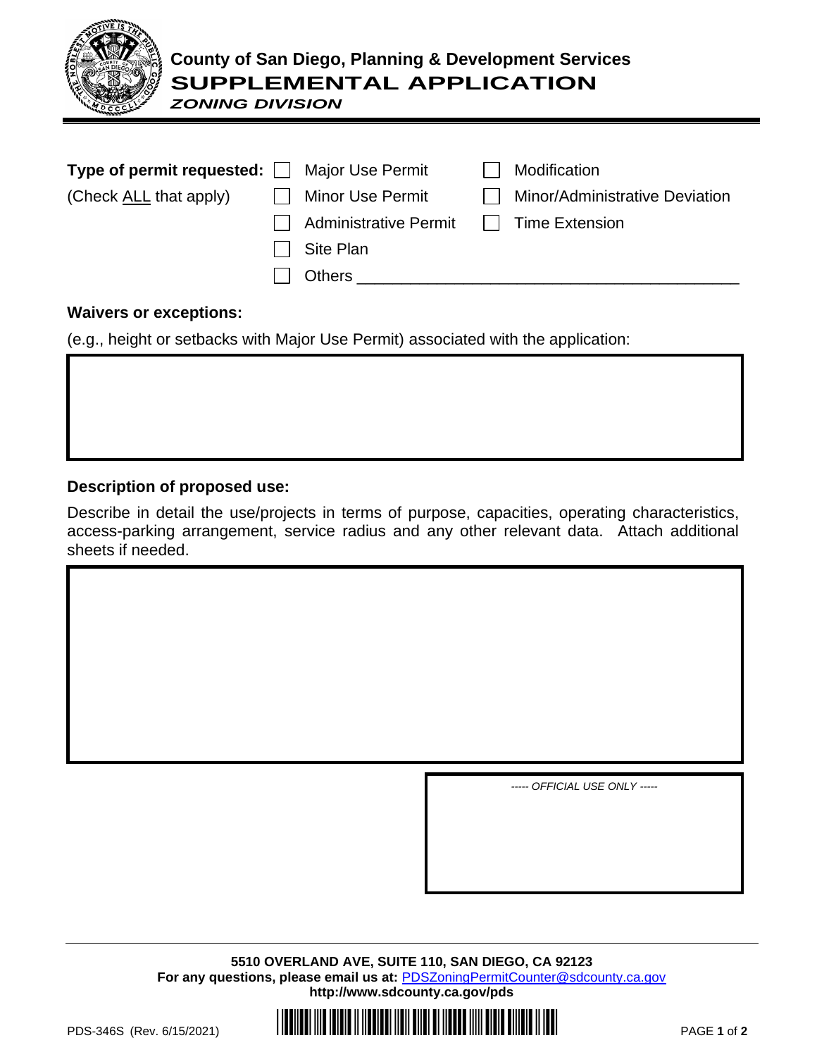# County of San Diego, Planning & Development Services

## SUPPLEMENTAL APPLICATION

***ZONING DIVISION***

**Type of permit requested:** (Check ALL that apply)

- ☐ Major Use Permit
- ☐ Minor Use Permit
- ☐ Administrative Permit
- ☐ Site Plan
- ☐ Others ___________________________________________
- ☐ Modification
- ☐ Minor/Administrative Deviation
- ☐ Time Extension

**Waivers or exceptions:**

(e.g., height or setbacks with Major Use Permit) associated with the application:

**Description of proposed use:**

Describe in detail the use/projects in terms of purpose, capacities, operating characteristics, access-parking arrangement, service radius and any other relevant data. Attach additional sheets if needed.

*----- OFFICIAL USE ONLY -----*

**5510 OVERLAND AVE, SUITE 110, SAN DIEGO, CA 92123**
**For any questions, please email us at:** PDSZoningPermitCounter@sdcounty.ca.gov
**http://www.sdcounty.ca.gov/pds**

PDS-346S (Rev. 6/15/2021)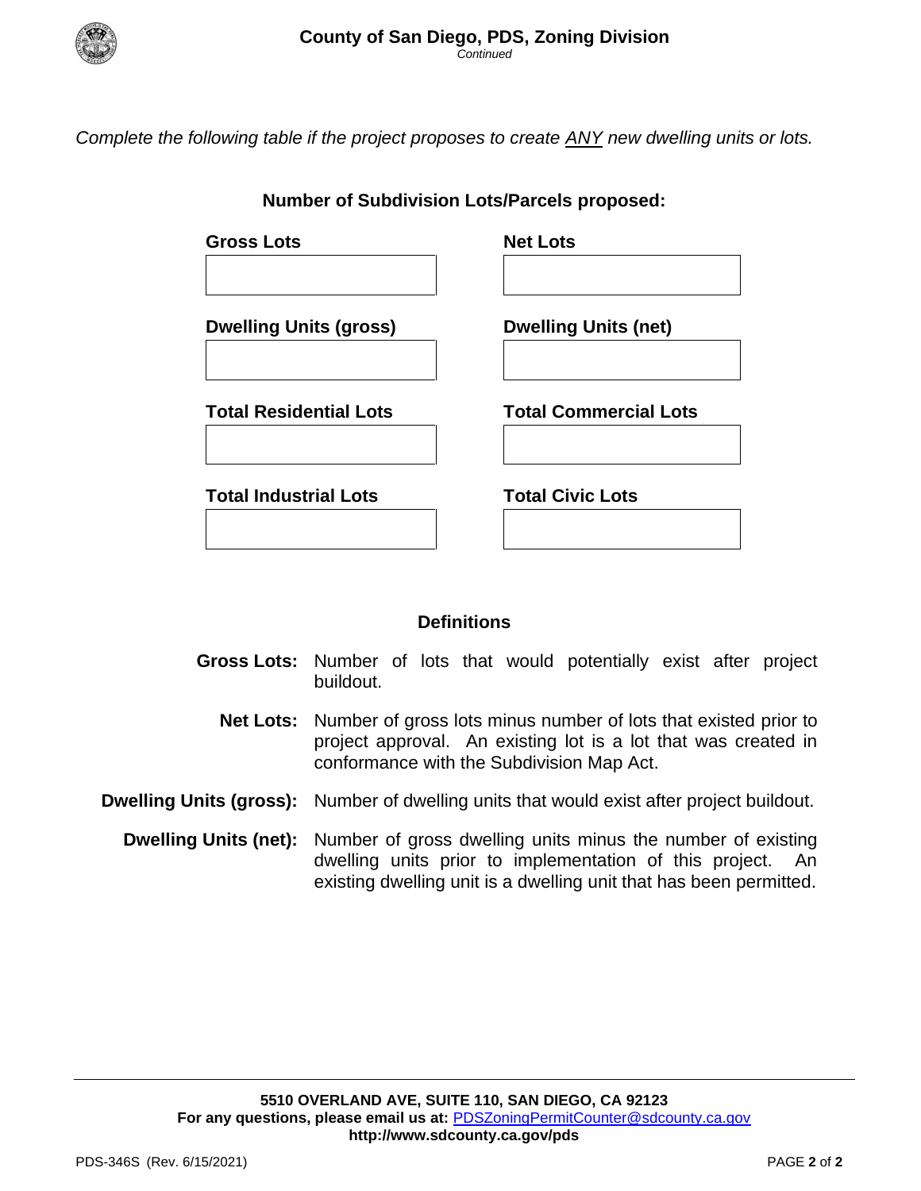*Complete the following table if the project proposes to create ANY new dwelling units or lots.*

### Number of Subdivision Lots/Parcels proposed:

| | |
|---|---|
| **Gross Lots** | **Net Lots** |
| | |
| **Dwelling Units (gross)** | **Dwelling Units (net)** |
| | |
| **Total Residential Lots** | **Total Commercial Lots** |
| | |
| **Total Industrial Lots** | **Total Civic Lots** |
| | |

### Definitions

**Gross Lots:** Number of lots that would potentially exist after project buildout.

**Net Lots:** Number of gross lots minus number of lots that existed prior to project approval. An existing lot is a lot that was created in conformance with the Subdivision Map Act.

**Dwelling Units (gross):** Number of dwelling units that would exist after project buildout.

**Dwelling Units (net):** Number of gross dwelling units minus the number of existing dwelling units prior to implementation of this project. An existing dwelling unit is a dwelling unit that has been permitted.

**5510 OVERLAND AVE, SUITE 110, SAN DIEGO, CA 92123**
**For any questions, please email us at:** PDSZoningPermitCounter@sdcounty.ca.gov
**http://www.sdcounty.ca.gov/pds**

PDS-346S (Rev. 6/15/2021)